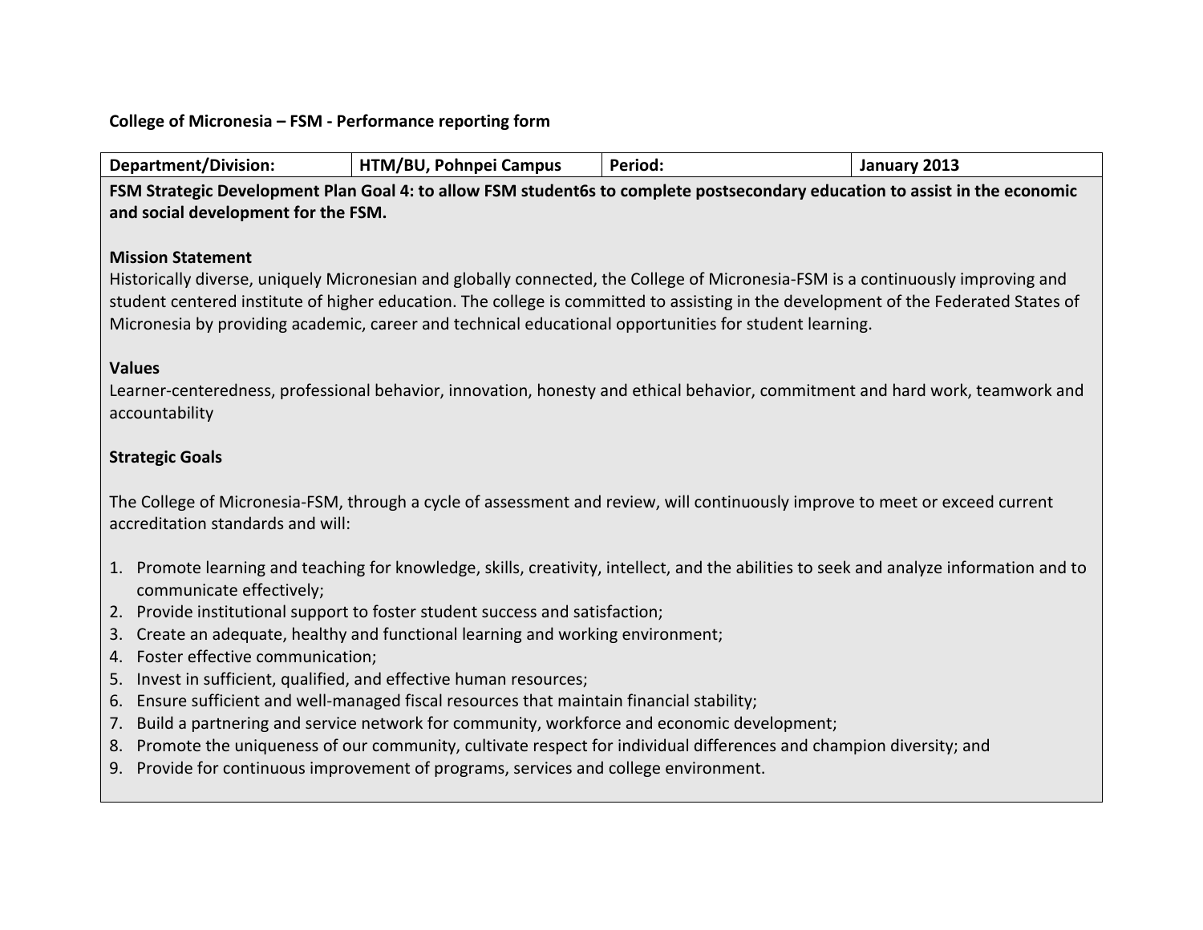**College of Micronesia – FSM - Performance reporting form**

| Department/Division: | HTM/BU, Pohnpei Campus | Period: | January 2013 |
|---|---|---|---|

**FSM Strategic Development Plan Goal 4: to allow FSM student6s to complete postsecondary education to assist in the economic and social development for the FSM.**

**Mission Statement**

Historically diverse, uniquely Micronesian and globally connected, the College of Micronesia-FSM is a continuously improving and student centered institute of higher education. The college is committed to assisting in the development of the Federated States of Micronesia by providing academic, career and technical educational opportunities for student learning.

**Values**

Learner-centeredness, professional behavior, innovation, honesty and ethical behavior, commitment and hard work, teamwork and accountability

**Strategic Goals**

The College of Micronesia-FSM, through a cycle of assessment and review, will continuously improve to meet or exceed current accreditation standards and will:

1. Promote learning and teaching for knowledge, skills, creativity, intellect, and the abilities to seek and analyze information and to communicate effectively;
2. Provide institutional support to foster student success and satisfaction;
3. Create an adequate, healthy and functional learning and working environment;
4. Foster effective communication;
5. Invest in sufficient, qualified, and effective human resources;
6. Ensure sufficient and well-managed fiscal resources that maintain financial stability;
7. Build a partnering and service network for community, workforce and economic development;
8. Promote the uniqueness of our community, cultivate respect for individual differences and champion diversity; and
9. Provide for continuous improvement of programs, services and college environment.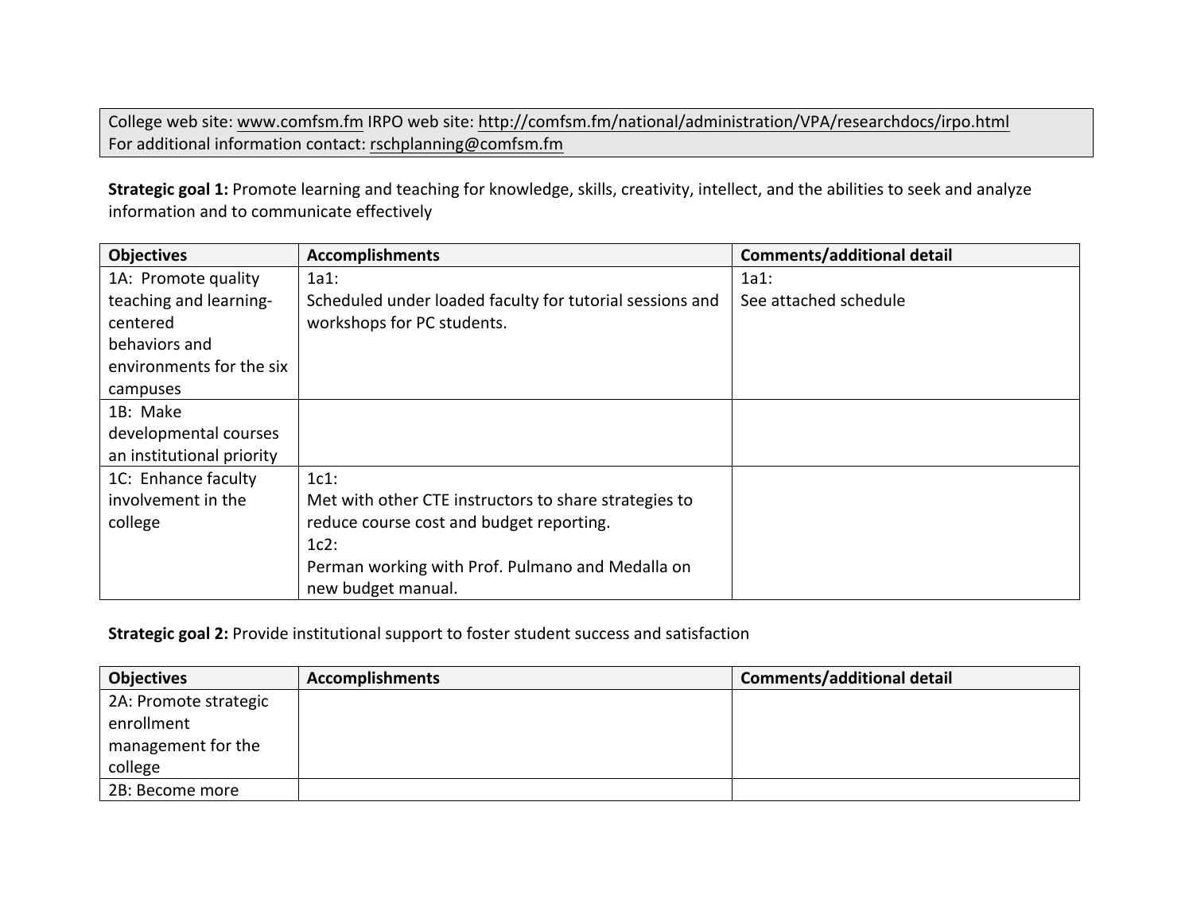College web site: www.comfsm.fm IRPO web site: http://comfsm.fm/national/administration/VPA/researchdocs/irpo.html
For additional information contact: rschplanning@comfsm.fm

**Strategic goal 1:** Promote learning and teaching for knowledge, skills, creativity, intellect, and the abilities to seek and analyze information and to communicate effectively

| Objectives | Accomplishments | Comments/additional detail |
|---|---|---|
| 1A: Promote quality teaching and learning-centered behaviors and environments for the six campuses | 1a1:<br>Scheduled under loaded faculty for tutorial sessions and workshops for PC students. | 1a1:<br>See attached schedule |
| 1B: Make developmental courses an institutional priority | | |
| 1C: Enhance faculty involvement in the college | 1c1:<br>Met with other CTE instructors to share strategies to reduce course cost and budget reporting.<br>1c2:<br>Perman working with Prof. Pulmano and Medalla on new budget manual. | |

**Strategic goal 2:** Provide institutional support to foster student success and satisfaction

| Objectives | Accomplishments | Comments/additional detail |
|---|---|---|
| 2A: Promote strategic enrollment management for the college | | |
| 2B: Become more | | |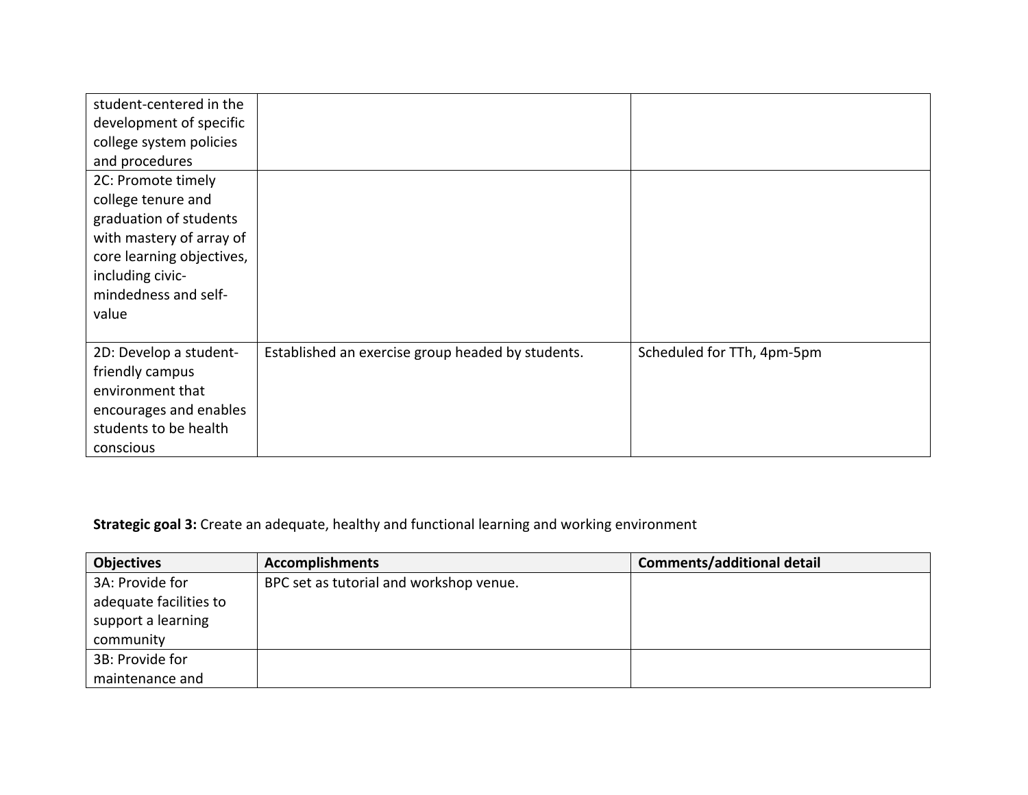| | | |
|---|---|---|
| student-centered in the development of specific college system policies and procedures | | |
| 2C: Promote timely college tenure and graduation of students with mastery of array of core learning objectives, including civic-mindedness and self-value | | |
| 2D: Develop a student-friendly campus environment that encourages and enables students to be health conscious | Established an exercise group headed by students. | Scheduled for TTh, 4pm-5pm |

**Strategic goal 3:** Create an adequate, healthy and functional learning and working environment

| **Objectives** | **Accomplishments** | **Comments/additional detail** |
|---|---|---|
| 3A: Provide for adequate facilities to support a learning community | BPC set as tutorial and workshop venue. | |
| 3B: Provide for maintenance and | | |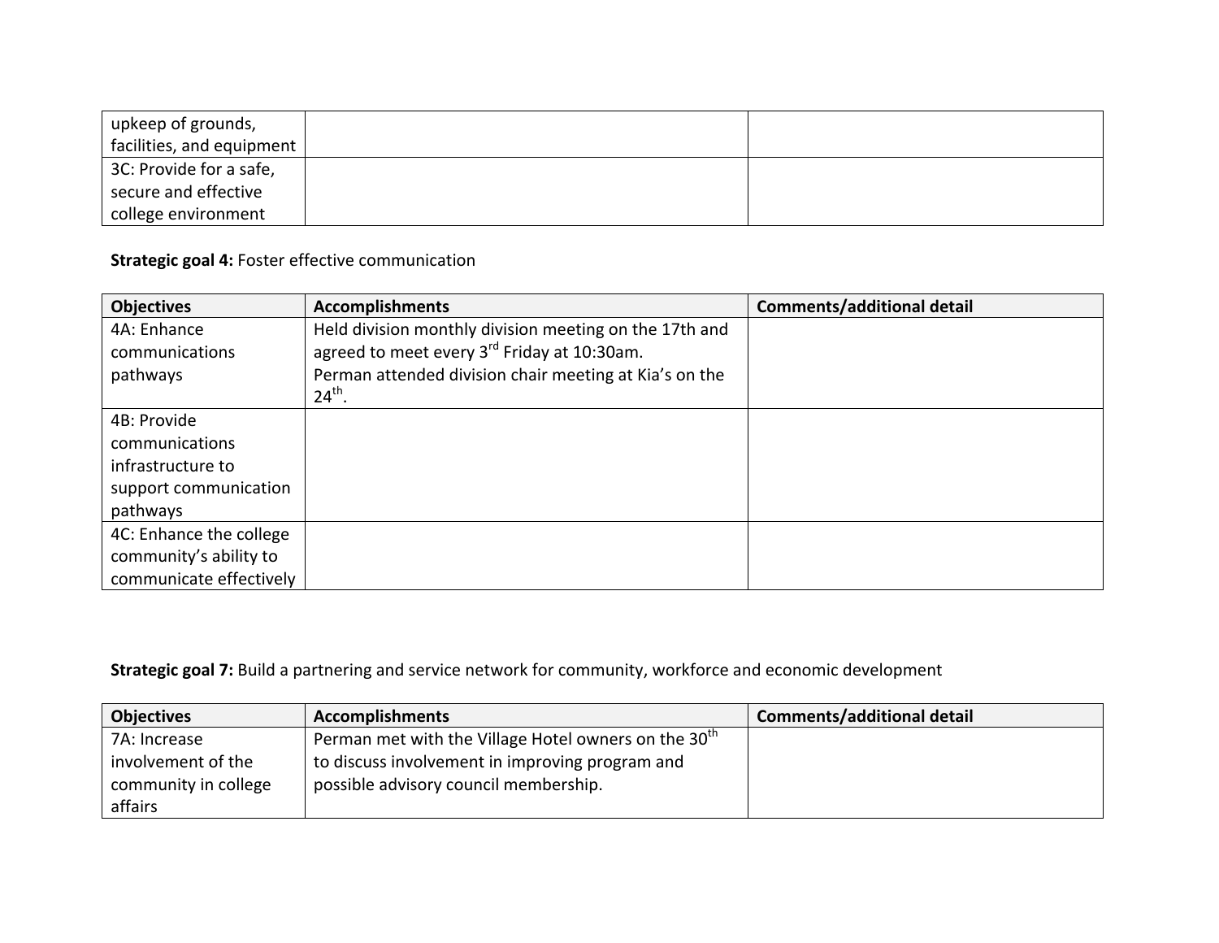| upkeep of grounds, facilities, and equipment | | |
|---|---|---|
| 3C: Provide for a safe, secure and effective college environment | | |

**Strategic goal 4:** Foster effective communication

| Objectives | Accomplishments | Comments/additional detail |
|---|---|---|
| 4A: Enhance communications pathways | Held division monthly division meeting on the 17th and agreed to meet every 3rd Friday at 10:30am.<br>Perman attended division chair meeting at Kia's on the 24th. | |
| 4B: Provide communications infrastructure to support communication pathways | | |
| 4C: Enhance the college community's ability to communicate effectively | | |

**Strategic goal 7:** Build a partnering and service network for community, workforce and economic development

| Objectives | Accomplishments | Comments/additional detail |
|---|---|---|
| 7A: Increase involvement of the community in college affairs | Perman met with the Village Hotel owners on the 30th to discuss involvement in improving program and possible advisory council membership. | |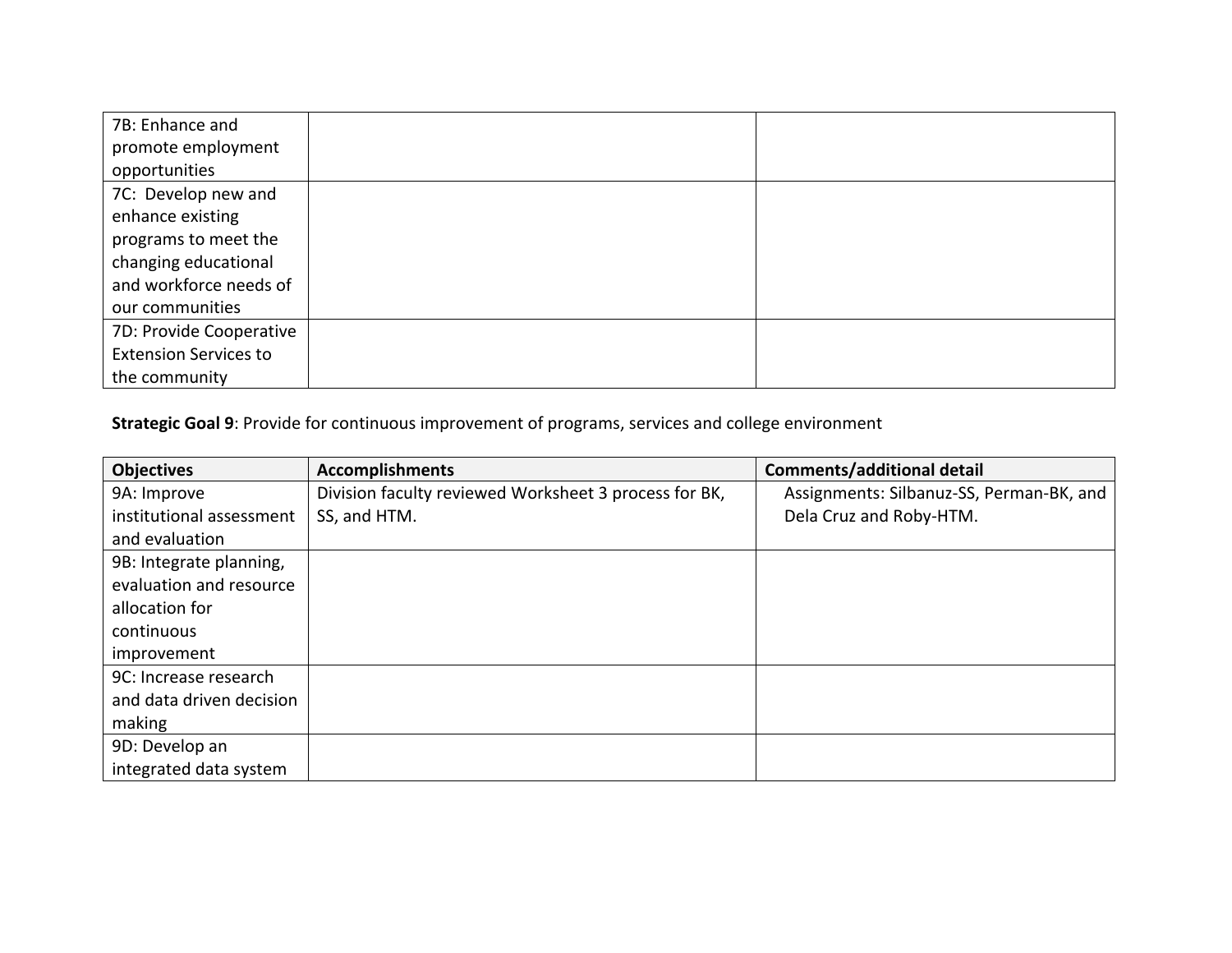| | | |
|---|---|---|
| 7B: Enhance and promote employment opportunities | | |
| 7C: Develop new and enhance existing programs to meet the changing educational and workforce needs of our communities | | |
| 7D: Provide Cooperative Extension Services to the community | | |

**Strategic Goal 9**: Provide for continuous improvement of programs, services and college environment

| **Objectives** | **Accomplishments** | **Comments/additional detail** |
|---|---|---|
| 9A: Improve institutional assessment and evaluation | Division faculty reviewed Worksheet 3 process for BK, SS, and HTM. | Assignments: Silbanuz-SS, Perman-BK, and Dela Cruz and Roby-HTM. |
| 9B: Integrate planning, evaluation and resource allocation for continuous improvement | | |
| 9C: Increase research and data driven decision making | | |
| 9D: Develop an integrated data system | | |